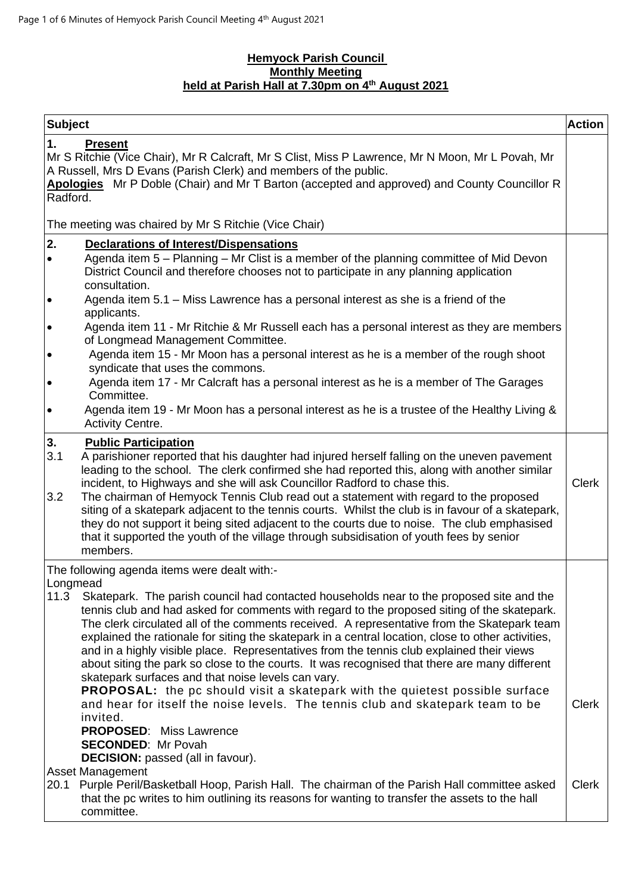**Hemyock Parish Council**
**Monthly Meeting**
**held at Parish Hall at 7.30pm on 4th August 2021**

| Subject | Action |
|---|---|
| **1. Present**<br>Mr S Ritchie (Vice Chair), Mr R Calcraft, Mr S Clist, Miss P Lawrence, Mr N Moon, Mr L Povah, Mr A Russell, Mrs D Evans (Parish Clerk) and members of the public.<br>**Apologies** Mr P Doble (Chair) and Mr T Barton (accepted and approved) and County Councillor R Radford.<br><br>The meeting was chaired by Mr S Ritchie (Vice Chair) | |
| **2. Declarations of Interest/Dispensations**<br>• Agenda item 5 – Planning – Mr Clist is a member of the planning committee of Mid Devon District Council and therefore chooses not to participate in any planning application consultation.<br>• Agenda item 5.1 – Miss Lawrence has a personal interest as she is a friend of the applicants.<br>• Agenda item 11 - Mr Ritchie & Mr Russell each has a personal interest as they are members of Longmead Management Committee.<br>• Agenda item 15 - Mr Moon has a personal interest as he is a member of the rough shoot syndicate that uses the commons.<br>• Agenda item 17 - Mr Calcraft has a personal interest as he is a member of The Garages Committee.<br>• Agenda item 19 - Mr Moon has a personal interest as he is a trustee of the Healthy Living & Activity Centre. | |
| **3. Public Participation**<br>3.1 A parishioner reported that his daughter had injured herself falling on the uneven pavement leading to the school. The clerk confirmed she had reported this, along with another similar incident, to Highways and she will ask Councillor Radford to chase this.<br>3.2 The chairman of Hemyock Tennis Club read out a statement with regard to the proposed siting of a skatepark adjacent to the tennis courts. Whilst the club is in favour of a skatepark, they do not support it being sited adjacent to the courts due to noise. The club emphasised that it supported the youth of the village through subsidisation of youth fees by senior members. | Clerk |
| The following agenda items were dealt with:-<br>Longmead<br>11.3 Skatepark. The parish council had contacted households near to the proposed site and the tennis club and had asked for comments with regard to the proposed siting of the skatepark. The clerk circulated all of the comments received. A representative from the Skatepark team explained the rationale for siting the skatepark in a central location, close to other activities, and in a highly visible place. Representatives from the tennis club explained their views about siting the park so close to the courts. It was recognised that there are many different skatepark surfaces and that noise levels can vary.<br>**PROPOSAL:** the pc should visit a skatepark with the quietest possible surface and hear for itself the noise levels. The tennis club and skatepark team to be invited.<br>**PROPOSED**: Miss Lawrence<br>**SECONDED**: Mr Povah<br>**DECISION:** passed (all in favour).<br>Asset Management<br>20.1 Purple Peril/Basketball Hoop, Parish Hall. The chairman of the Parish Hall committee asked that the pc writes to him outlining its reasons for wanting to transfer the assets to the hall committee. | Clerk<br><br>Clerk |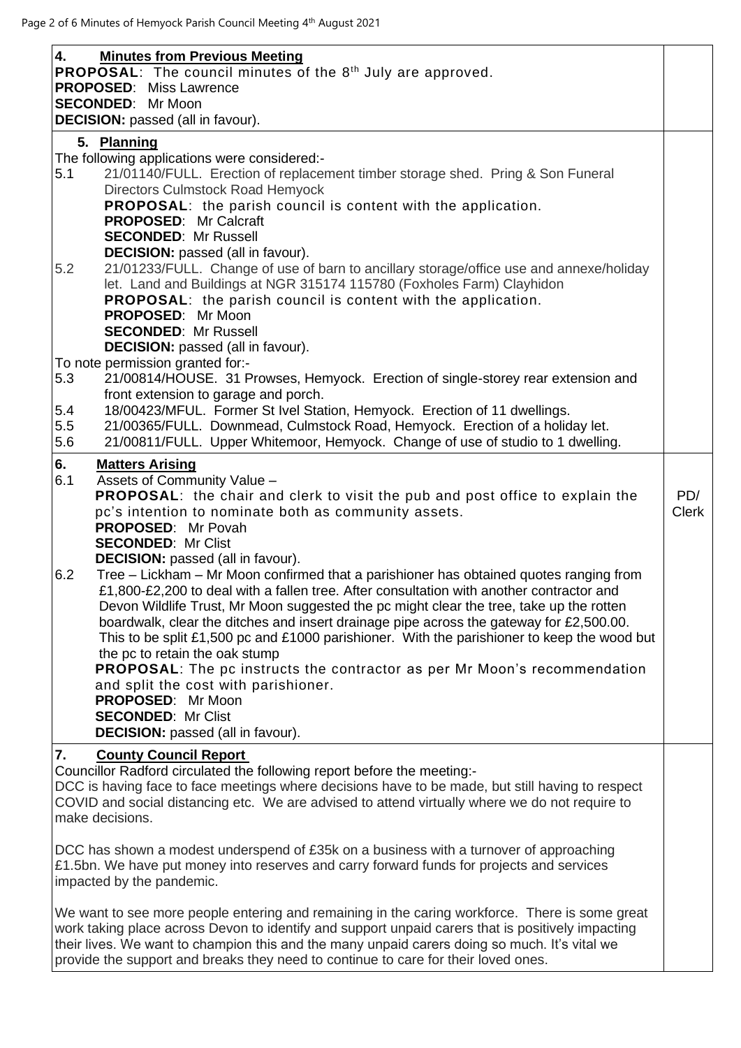## 4. Minutes from Previous Meeting

**PROPOSAL**: The council minutes of the 8th July are approved.
**PROPOSED**: Miss Lawrence
**SECONDED**: Mr Moon
**DECISION:** passed (all in favour).

## 5. Planning

The following applications were considered:-

5.1 21/01140/FULL. Erection of replacement timber storage shed. Pring & Son Funeral Directors Culmstock Road Hemyock
**PROPOSAL**: the parish council is content with the application.
**PROPOSED**: Mr Calcraft
**SECONDED**: Mr Russell
**DECISION:** passed (all in favour).

5.2 21/01233/FULL. Change of use of barn to ancillary storage/office use and annexe/holiday let. Land and Buildings at NGR 315174 115780 (Foxholes Farm) Clayhidon
**PROPOSAL**: the parish council is content with the application.
**PROPOSED**: Mr Moon
**SECONDED**: Mr Russell
**DECISION:** passed (all in favour).

To note permission granted for:-

5.3 21/00814/HOUSE. 31 Prowses, Hemyock. Erection of single-storey rear extension and front extension to garage and porch.
5.4 18/00423/MFUL. Former St Ivel Station, Hemyock. Erection of 11 dwellings.
5.5 21/00365/FULL. Downmead, Culmstock Road, Hemyock. Erection of a holiday let.
5.6 21/00811/FULL. Upper Whitemoor, Hemyock. Change of use of studio to 1 dwelling.

## 6. Matters Arising

6.1 Assets of Community Value –
**PROPOSAL**: the chair and clerk to visit the pub and post office to explain the pc's intention to nominate both as community assets. — **PD/ Clerk**
**PROPOSED**: Mr Povah
**SECONDED**: Mr Clist
**DECISION:** passed (all in favour).

6.2 Tree – Lickham – Mr Moon confirmed that a parishioner has obtained quotes ranging from £1,800-£2,200 to deal with a fallen tree. After consultation with another contractor and Devon Wildlife Trust, Mr Moon suggested the pc might clear the tree, take up the rotten boardwalk, clear the ditches and insert drainage pipe across the gateway for £2,500.00. This to be split £1,500 pc and £1000 parishioner. With the parishioner to keep the wood but the pc to retain the oak stump
**PROPOSAL**: The pc instructs the contractor as per Mr Moon's recommendation and split the cost with parishioner.
**PROPOSED**: Mr Moon
**SECONDED**: Mr Clist
**DECISION:** passed (all in favour).

## 7. County Council Report

Councillor Radford circulated the following report before the meeting:-

DCC is having face to face meetings where decisions have to be made, but still having to respect COVID and social distancing etc. We are advised to attend virtually where we do not require to make decisions.

DCC has shown a modest underspend of £35k on a business with a turnover of approaching £1.5bn. We have put money into reserves and carry forward funds for projects and services impacted by the pandemic.

We want to see more people entering and remaining in the caring workforce. There is some great work taking place across Devon to identify and support unpaid carers that is positively impacting their lives. We want to champion this and the many unpaid carers doing so much. It's vital we provide the support and breaks they need to continue to care for their loved ones.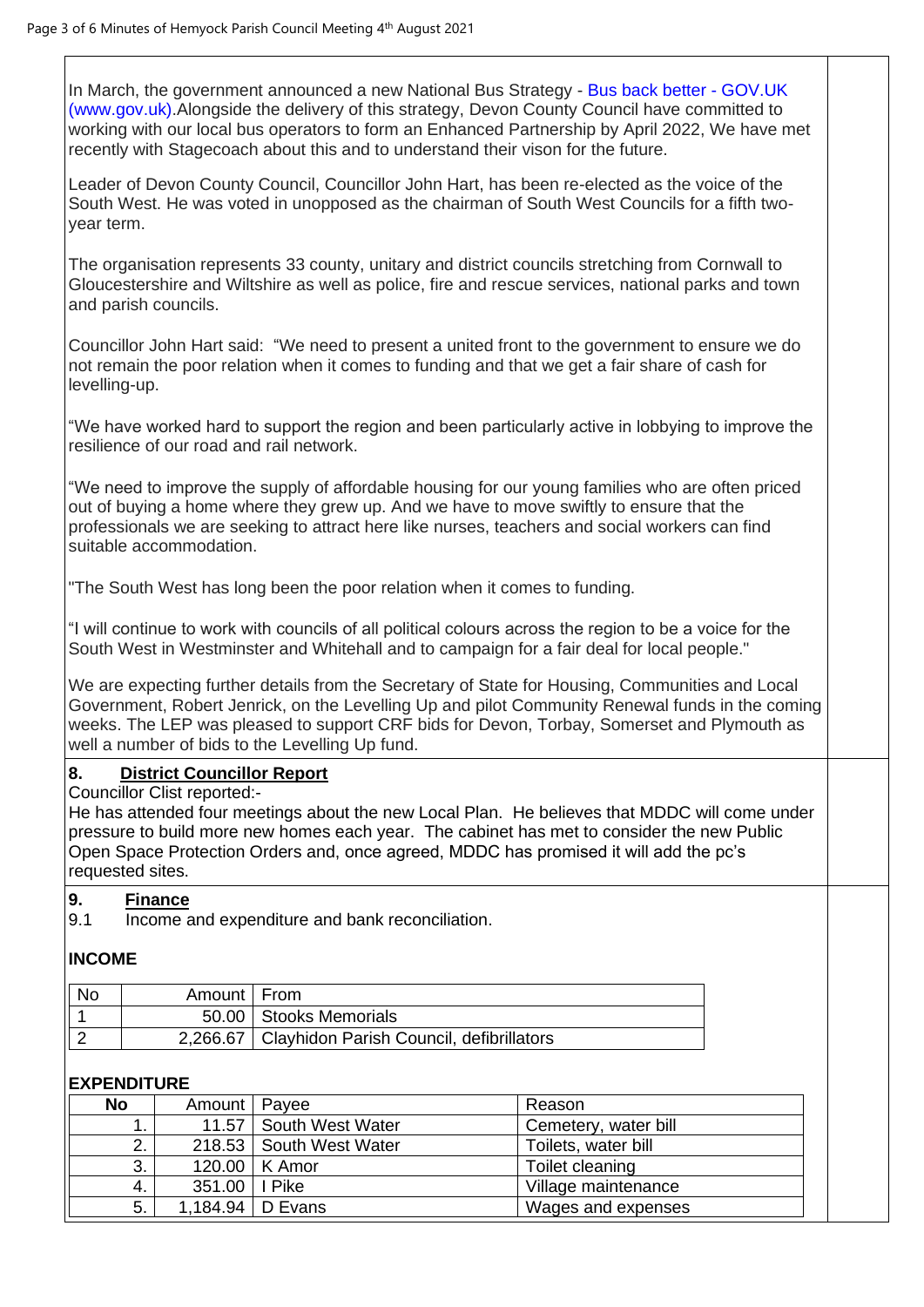In March, the government announced a new National Bus Strategy - Bus back better - GOV.UK (www.gov.uk).Alongside the delivery of this strategy, Devon County Council have committed to working with our local bus operators to form an Enhanced Partnership by April 2022, We have met recently with Stagecoach about this and to understand their vison for the future.

Leader of Devon County Council, Councillor John Hart, has been re-elected as the voice of the South West. He was voted in unopposed as the chairman of South West Councils for a fifth two-year term.

The organisation represents 33 county, unitary and district councils stretching from Cornwall to Gloucestershire and Wiltshire as well as police, fire and rescue services, national parks and town and parish councils.

Councillor John Hart said: "We need to present a united front to the government to ensure we do not remain the poor relation when it comes to funding and that we get a fair share of cash for levelling-up.

"We have worked hard to support the region and been particularly active in lobbying to improve the resilience of our road and rail network.

"We need to improve the supply of affordable housing for our young families who are often priced out of buying a home where they grew up. And we have to move swiftly to ensure that the professionals we are seeking to attract here like nurses, teachers and social workers can find suitable accommodation.

"The South West has long been the poor relation when it comes to funding.

"I will continue to work with councils of all political colours across the region to be a voice for the South West in Westminster and Whitehall and to campaign for a fair deal for local people."

We are expecting further details from the Secretary of State for Housing, Communities and Local Government, Robert Jenrick, on the Levelling Up and pilot Community Renewal funds in the coming weeks. The LEP was pleased to support CRF bids for Devon, Torbay, Somerset and Plymouth as well a number of bids to the Levelling Up fund.

## 8. District Councillor Report

Councillor Clist reported:-

He has attended four meetings about the new Local Plan. He believes that MDDC will come under pressure to build more new homes each year. The cabinet has met to consider the new Public Open Space Protection Orders and, once agreed, MDDC has promised it will add the pc's requested sites.

## 9. Finance

9.1 Income and expenditure and bank reconciliation.

**INCOME**

| No | Amount | From |
|---|---|---|
| 1 | 50.00 | Stooks Memorials |
| 2 | 2,266.67 | Clayhidon Parish Council, defibrillators |

**EXPENDITURE**

| No | Amount | Payee | Reason |
|---|---|---|---|
| 1. | 11.57 | South West Water | Cemetery, water bill |
| 2. | 218.53 | South West Water | Toilets, water bill |
| 3. | 120.00 | K Amor | Toilet cleaning |
| 4. | 351.00 | I Pike | Village maintenance |
| 5. | 1,184.94 | D Evans | Wages and expenses |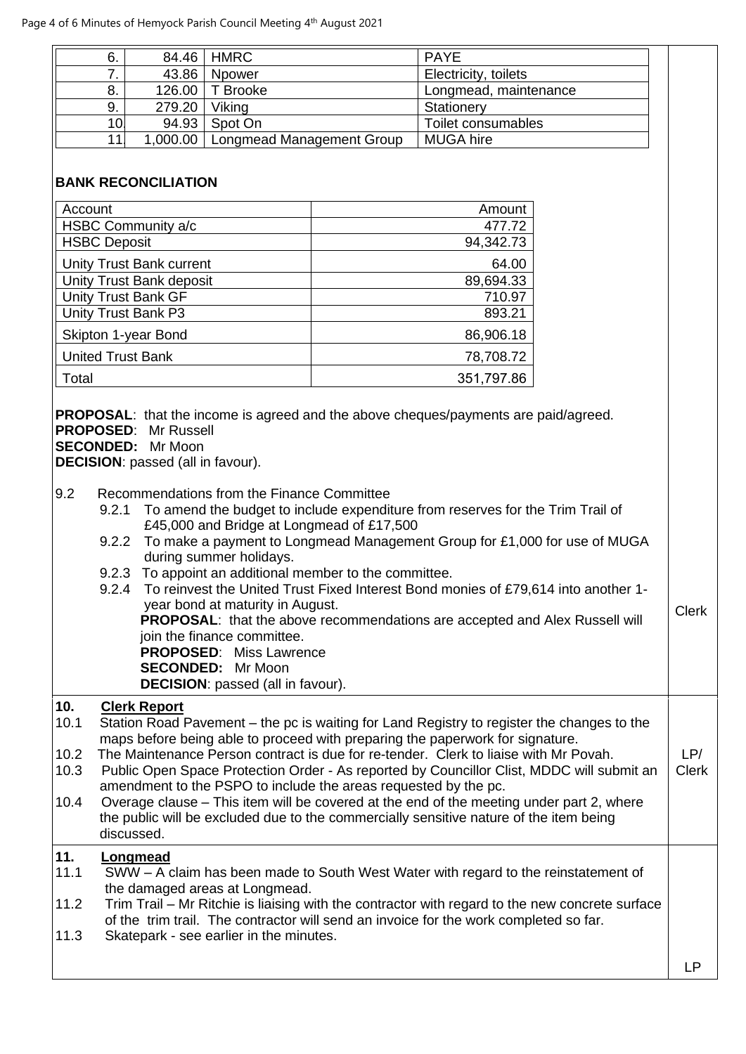| | | | |
|---|---|---|---|
| 6. | 84.46 | HMRC | PAYE |
| 7. | 43.86 | Npower | Electricity, toilets |
| 8. | 126.00 | T Brooke | Longmead, maintenance |
| 9. | 279.20 | Viking | Stationery |
| 10 | 94.93 | Spot On | Toilet consumables |
| 11 | 1,000.00 | Longmead Management Group | MUGA hire |

**BANK RECONCILIATION**

| Account | Amount |
|---|---|
| HSBC Community a/c | 477.72 |
| HSBC Deposit | 94,342.73 |
| Unity Trust Bank current | 64.00 |
| Unity Trust Bank deposit | 89,694.33 |
| Unity Trust Bank GF | 710.97 |
| Unity Trust Bank P3 | 893.21 |
| Skipton 1-year Bond | 86,906.18 |
| United Trust Bank | 78,708.72 |
| Total | 351,797.86 |

**PROPOSAL**: that the income is agreed and the above cheques/payments are paid/agreed.
**PROPOSED**: Mr Russell
**SECONDED:** Mr Moon
**DECISION**: passed (all in favour).

9.2 Recommendations from the Finance Committee

- 9.2.1 To amend the budget to include expenditure from reserves for the Trim Trail of £45,000 and Bridge at Longmead of £17,500
- 9.2.2 To make a payment to Longmead Management Group for £1,000 for use of MUGA during summer holidays.
- 9.2.3 To appoint an additional member to the committee.
- 9.2.4 To reinvest the United Trust Fixed Interest Bond monies of £79,614 into another 1-year bond at maturity in August.

**PROPOSAL**: that the above recommendations are accepted and Alex Russell will join the finance committee.
**PROPOSED**: Miss Lawrence
**SECONDED:** Mr Moon
**DECISION**: passed (all in favour).

Clerk

**10. Clerk Report**

10.1 Station Road Pavement – the pc is waiting for Land Registry to register the changes to the maps before being able to proceed with preparing the paperwork for signature.

10.2 The Maintenance Person contract is due for re-tender. Clerk to liaise with Mr Povah.

10.3 Public Open Space Protection Order - As reported by Councillor Clist, MDDC will submit an amendment to the PSPO to include the areas requested by the pc.

10.4 Overage clause – This item will be covered at the end of the meeting under part 2, where the public will be excluded due to the commercially sensitive nature of the item being discussed.

LP/ Clerk

**11. Longmead**

11.1 SWW – A claim has been made to South West Water with regard to the reinstatement of the damaged areas at Longmead.

11.2 Trim Trail – Mr Ritchie is liaising with the contractor with regard to the new concrete surface of the trim trail. The contractor will send an invoice for the work completed so far.

11.3 Skatepark - see earlier in the minutes.

LP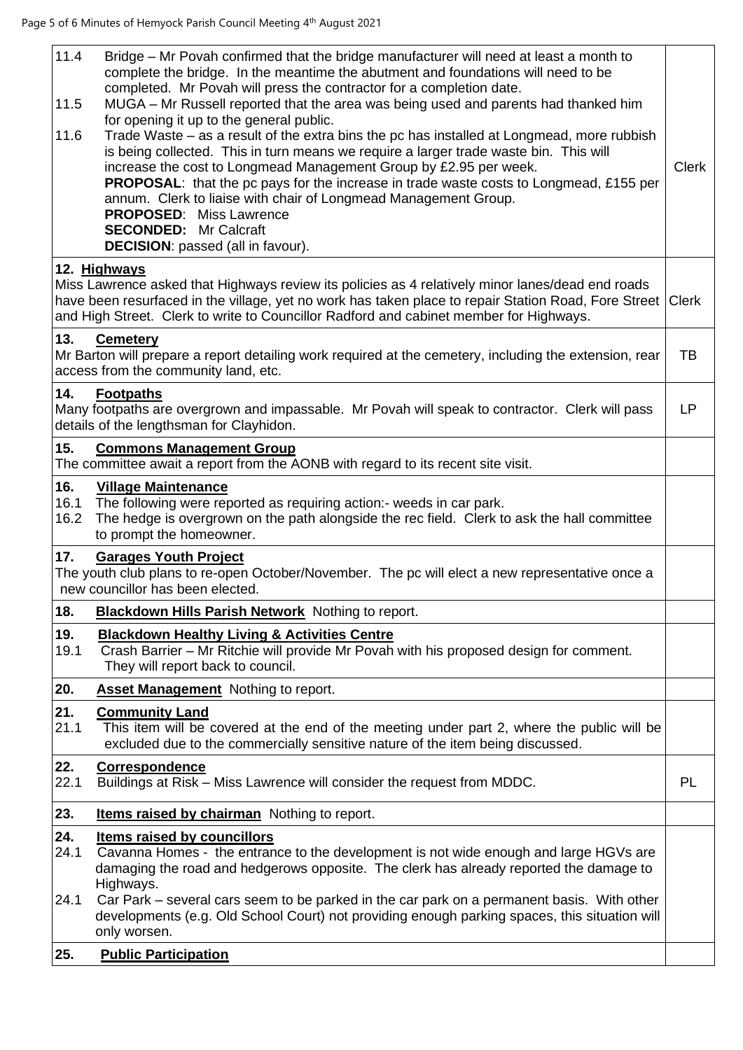| | |
|---|---|
| 11.4 Bridge – Mr Povah confirmed that the bridge manufacturer will need at least a month to complete the bridge. In the meantime the abutment and foundations will need to be completed. Mr Povah will press the contractor for a completion date.<br>11.5 MUGA – Mr Russell reported that the area was being used and parents had thanked him for opening it up to the general public.<br>11.6 Trade Waste – as a result of the extra bins the pc has installed at Longmead, more rubbish is being collected. This in turn means we require a larger trade waste bin. This will increase the cost to Longmead Management Group by £2.95 per week.<br>**PROPOSAL**: that the pc pays for the increase in trade waste costs to Longmead, £155 per annum. Clerk to liaise with chair of Longmead Management Group.<br>**PROPOSED**: Miss Lawrence<br>**SECONDED:** Mr Calcraft<br>**DECISION**: passed (all in favour). | Clerk |
| **12. Highways**<br>Miss Lawrence asked that Highways review its policies as 4 relatively minor lanes/dead end roads have been resurfaced in the village, yet no work has taken place to repair Station Road, Fore Street and High Street. Clerk to write to Councillor Radford and cabinet member for Highways. | Clerk |
| **13. Cemetery**<br>Mr Barton will prepare a report detailing work required at the cemetery, including the extension, rear access from the community land, etc. | TB |
| **14. Footpaths**<br>Many footpaths are overgrown and impassable. Mr Povah will speak to contractor. Clerk will pass details of the lengthsman for Clayhidon. | LP |
| **15. Commons Management Group**<br>The committee await a report from the AONB with regard to its recent site visit. | |
| **16. Village Maintenance**<br>16.1 The following were reported as requiring action:- weeds in car park.<br>16.2 The hedge is overgrown on the path alongside the rec field. Clerk to ask the hall committee to prompt the homeowner. | |
| **17. Garages Youth Project**<br>The youth club plans to re-open October/November. The pc will elect a new representative once a new councillor has been elected. | |
| **18. Blackdown Hills Parish Network** Nothing to report. | |
| **19. Blackdown Healthy Living & Activities Centre**<br>19.1 Crash Barrier – Mr Ritchie will provide Mr Povah with his proposed design for comment. They will report back to council. | |
| **20. Asset Management** Nothing to report. | |
| **21. Community Land**<br>21.1 This item will be covered at the end of the meeting under part 2, where the public will be excluded due to the commercially sensitive nature of the item being discussed. | |
| **22. Correspondence**<br>22.1 Buildings at Risk – Miss Lawrence will consider the request from MDDC. | PL |
| **23. Items raised by chairman** Nothing to report. | |
| **24. Items raised by councillors**<br>24.1 Cavanna Homes - the entrance to the development is not wide enough and large HGVs are damaging the road and hedgerows opposite. The clerk has already reported the damage to Highways.<br>24.1 Car Park – several cars seem to be parked in the car park on a permanent basis. With other developments (e.g. Old School Court) not providing enough parking spaces, this situation will only worsen. | |
| **25. Public Participation** | |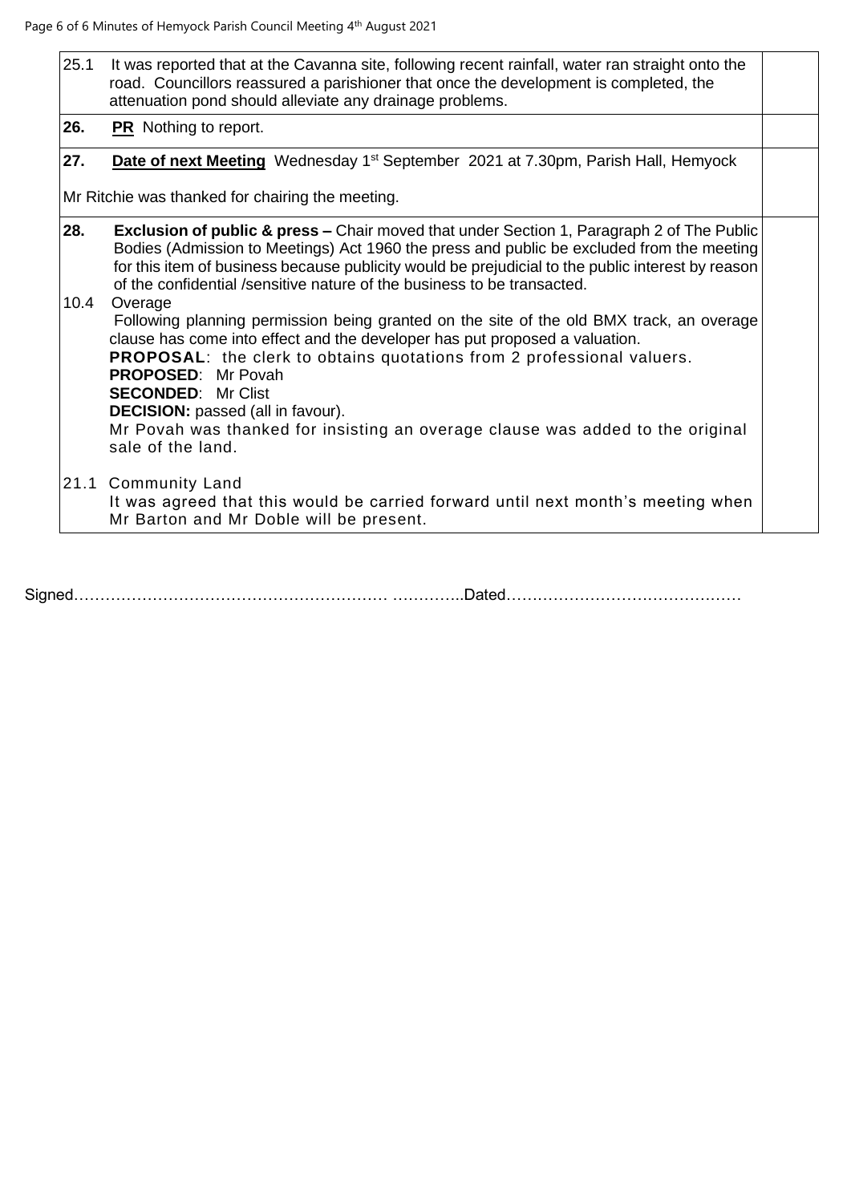| | |
|---|---|
| 25.1 It was reported that at the Cavanna site, following recent rainfall, water ran straight onto the road. Councillors reassured a parishioner that once the development is completed, the attenuation pond should alleviate any drainage problems. | |
| **26.** **PR** Nothing to report. | |
| **27.** **Date of next Meeting** Wednesday 1st September 2021 at 7.30pm, Parish Hall, Hemyock<br><br>Mr Ritchie was thanked for chairing the meeting. | |
| **28.** **Exclusion of public & press –** Chair moved that under Section 1, Paragraph 2 of The Public Bodies (Admission to Meetings) Act 1960 the press and public be excluded from the meeting for this item of business because publicity would be prejudicial to the public interest by reason of the confidential /sensitive nature of the business to be transacted.<br>10.4 Overage<br>Following planning permission being granted on the site of the old BMX track, an overage clause has come into effect and the developer has put proposed a valuation.<br>**PROPOSAL**: the clerk to obtains quotations from 2 professional valuers.<br>**PROPOSED**: Mr Povah<br>**SECONDED**: Mr Clist<br>**DECISION:** passed (all in favour).<br>Mr Povah was thanked for insisting an overage clause was added to the original sale of the land.<br><br>21.1 Community Land<br>It was agreed that this would be carried forward until next month's meeting when Mr Barton and Mr Doble will be present. | |

Signed…………………………………………………… …………..Dated……………………………………